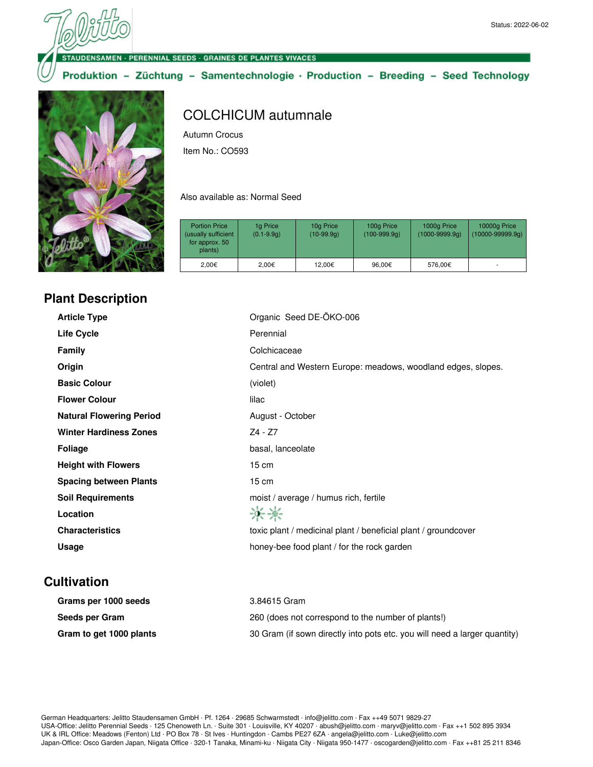Status: 2022-06-02

STAUDENSAMEN · PERENNIAL SEEDS · GRAINES DE PLANTES VIVACES

Produktion – Züchtung – Samentechnologie · Production – Breeding – Seed Technology

# COLCHICUM autumnale

Autumn Crocus

Item No.: CO593

Also available as: Normal Seed

| Portion Price (usually sufficient for approx. 50 plants) | 1g Price (0.1-9.9g) | 10g Price (10-99.9g) | 100g Price (100-999.9g) | 1000g Price (1000-9999.9g) | 10000g Price (10000-99999.9g) |
|---|---|---|---|---|---|
| 2,00€ | 2,00€ | 12,00€ | 96,00€ | 576,00€ | - |

## Plant Description

| | |
|---|---|
| **Article Type** | Organic Seed DE-ÖKO-006 |
| **Life Cycle** | Perennial |
| **Family** | Colchicaceae |
| **Origin** | Central and Western Europe: meadows, woodland edges, slopes. |
| **Basic Colour** | (violet) |
| **Flower Colour** | lilac |
| **Natural Flowering Period** | August - October |
| **Winter Hardiness Zones** | Z4 - Z7 |
| **Foliage** | basal, lanceolate |
| **Height with Flowers** | 15 cm |
| **Spacing between Plants** | 15 cm |
| **Soil Requirements** | moist / average / humus rich, fertile |
| **Location** | |
| **Characteristics** | toxic plant / medicinal plant / beneficial plant / groundcover |
| **Usage** | honey-bee food plant / for the rock garden |

## Cultivation

| | |
|---|---|
| **Grams per 1000 seeds** | 3.84615 Gram |
| **Seeds per Gram** | 260 (does not correspond to the number of plants!) |
| **Gram to get 1000 plants** | 30 Gram (if sown directly into pots etc. you will need a larger quantity) |

German Headquarters: Jelitto Staudensamen GmbH · Pf. 1264 · 29685 Schwarmstedt · info@jelitto.com · Fax ++49 5071 9829-27
USA-Office: Jelitto Perennial Seeds · 125 Chenoweth Ln. · Suite 301 · Louisville, KY 40207 · abush@jelitto.com · maryv@jelitto.com · Fax ++1 502 895 3934
UK & IRL Office: Meadows (Fenton) Ltd · PO Box 78 · St Ives · Huntingdon · Cambs PE27 6ZA · angela@jelitto.com · Luke@jelitto.com
Japan-Office: Osco Garden Japan, Niigata Office · 320-1 Tanaka, Minami-ku · Niigata City · Niigata 950-1477 · oscogarden@jelitto.com · Fax ++81 25 211 8346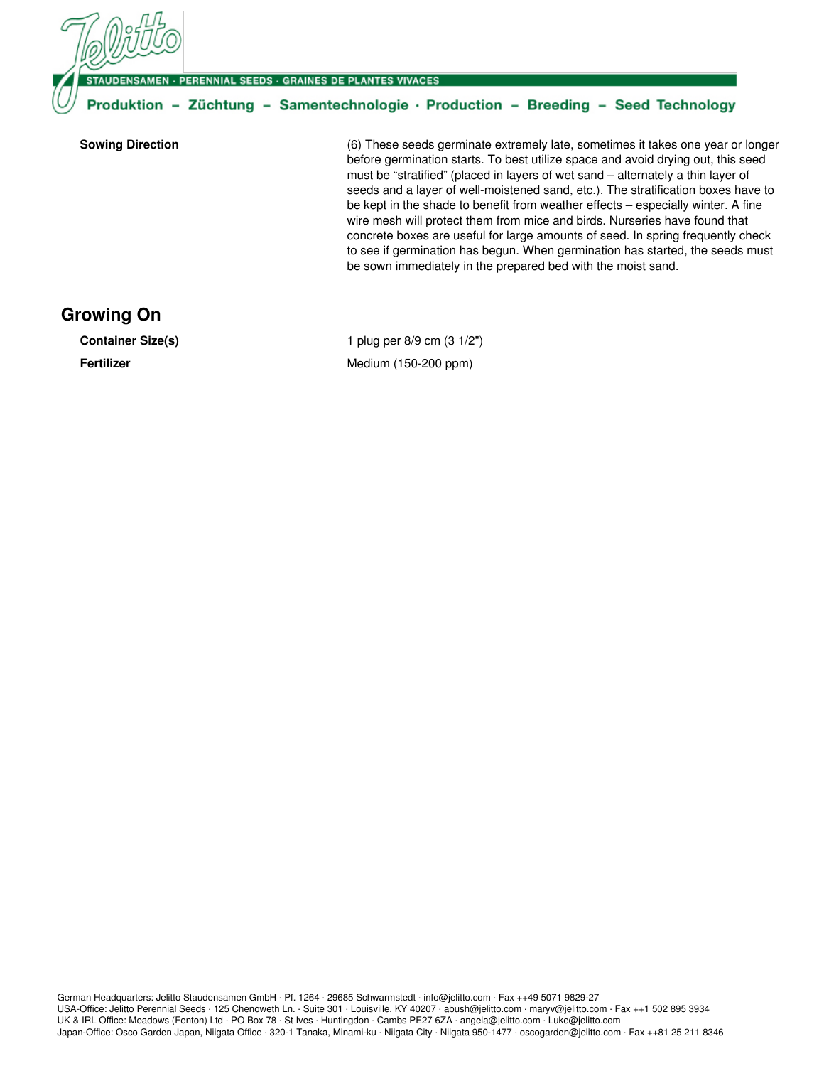**Sowing Direction**

(6) These seeds germinate extremely late, sometimes it takes one year or longer before germination starts. To best utilize space and avoid drying out, this seed must be "stratified" (placed in layers of wet sand – alternately a thin layer of seeds and a layer of well-moistened sand, etc.). The stratification boxes have to be kept in the shade to benefit from weather effects – especially winter. A fine wire mesh will protect them from mice and birds. Nurseries have found that concrete boxes are useful for large amounts of seed. In spring frequently check to see if germination has begun. When germination has started, the seeds must be sown immediately in the prepared bed with the moist sand.

## Growing On

**Container Size(s)**

1 plug per 8/9 cm (3 1/2")

**Fertilizer**

Medium (150-200 ppm)